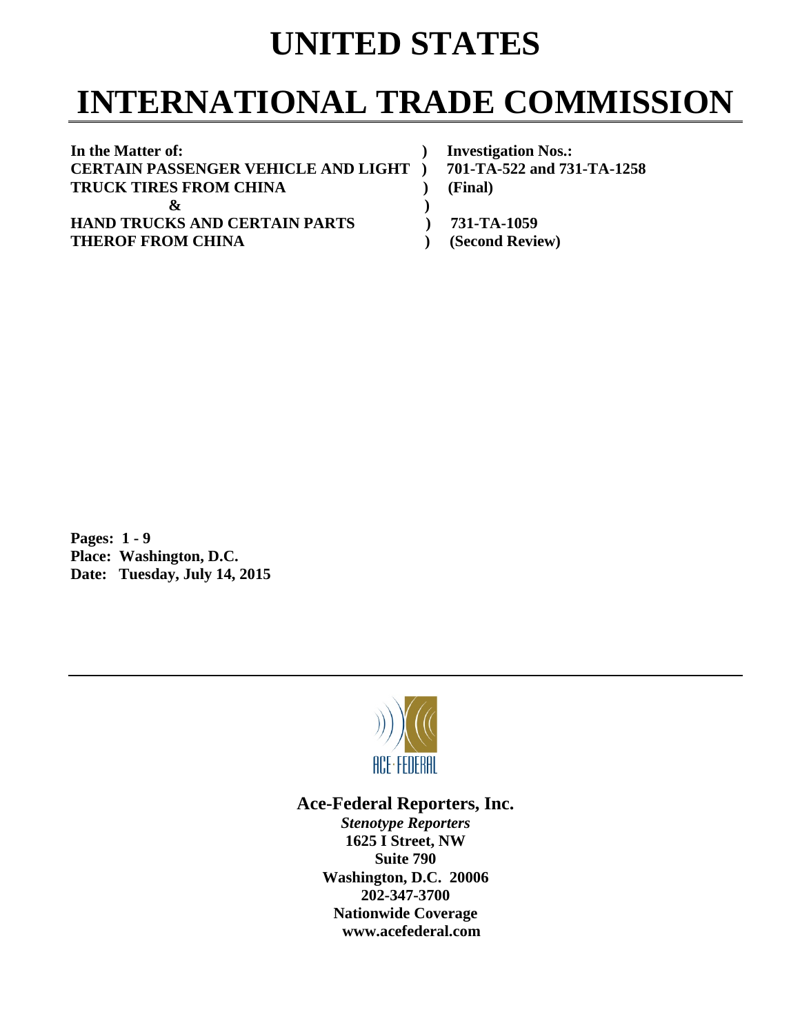# UNITED STATES

# INTERNATIONAL TRADE COMMISSION

| | | |
|---|---|---|
| **In the Matter of:** | **)** | **Investigation Nos.:** |
| **CERTAIN PASSENGER VEHICLE AND LIGHT** | **)** | **701-TA-522 and 731-TA-1258** |
| **TRUCK TIRES FROM CHINA** | **)** | **(Final)** |
| **&** | **)** | |
| **HAND TRUCKS AND CERTAIN PARTS** | **)** | **731-TA-1059** |
| **THEROF FROM CHINA** | **)** | **(Second Review)** |

**Pages: 1 - 9**
**Place: Washington, D.C.**
**Date: Tuesday, July 14, 2015**

ACE·FEDERAL

**Ace-Federal Reporters, Inc.**
***Stenotype Reporters***
**1625 I Street, NW**
**Suite 790**
**Washington, D.C. 20006**
**202-347-3700**
**Nationwide Coverage**
**www.acefederal.com**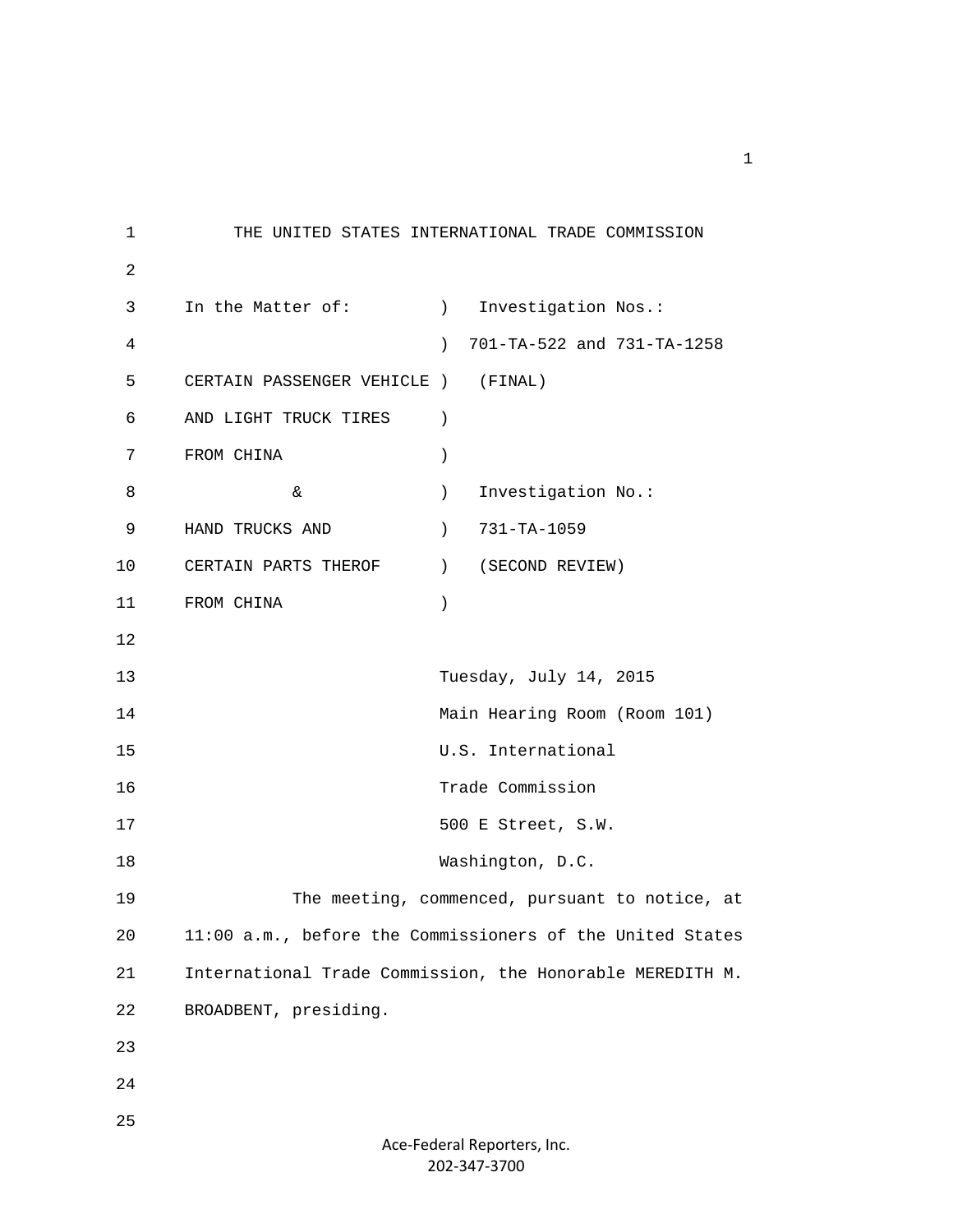THE UNITED STATES INTERNATIONAL TRADE COMMISSION

| | | |
|---|---|---|
| In the Matter of: | ) | Investigation Nos.: |
| | ) | 701-TA-522 and 731-TA-1258 |
| CERTAIN PASSENGER VEHICLE | ) | (FINAL) |
| AND LIGHT TRUCK TIRES | ) | |
| FROM CHINA | ) | |
| & | ) | Investigation No.: |
| HAND TRUCKS AND | ) | 731-TA-1059 |
| CERTAIN PARTS THEROF | ) | (SECOND REVIEW) |
| FROM CHINA | ) | |

Tuesday, July 14, 2015
Main Hearing Room (Room 101)
U.S. International
Trade Commission
500 E Street, S.W.
Washington, D.C.

The meeting, commenced, pursuant to notice, at 11:00 a.m., before the Commissioners of the United States International Trade Commission, the Honorable MEREDITH M. BROADBENT, presiding.

Ace-Federal Reporters, Inc.
202-347-3700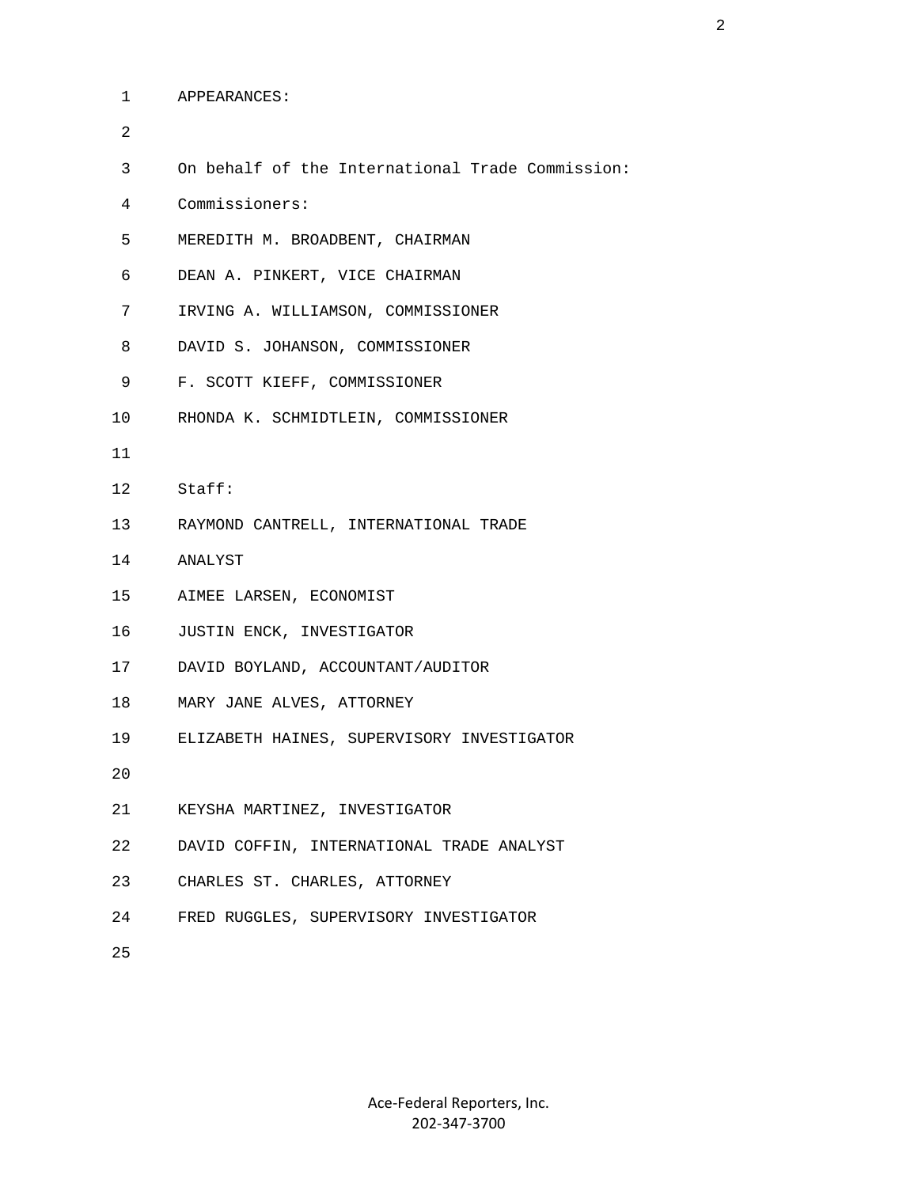APPEARANCES:

On behalf of the International Trade Commission:

Commissioners:

MEREDITH M. BROADBENT, CHAIRMAN

DEAN A. PINKERT, VICE CHAIRMAN

IRVING A. WILLIAMSON, COMMISSIONER

DAVID S. JOHANSON, COMMISSIONER

F. SCOTT KIEFF, COMMISSIONER

RHONDA K. SCHMIDTLEIN, COMMISSIONER

Staff:

RAYMOND CANTRELL, INTERNATIONAL TRADE ANALYST

AIMEE LARSEN, ECONOMIST

JUSTIN ENCK, INVESTIGATOR

DAVID BOYLAND, ACCOUNTANT/AUDITOR

MARY JANE ALVES, ATTORNEY

ELIZABETH HAINES, SUPERVISORY INVESTIGATOR

KEYSHA MARTINEZ, INVESTIGATOR

DAVID COFFIN, INTERNATIONAL TRADE ANALYST

CHARLES ST. CHARLES, ATTORNEY

FRED RUGGLES, SUPERVISORY INVESTIGATOR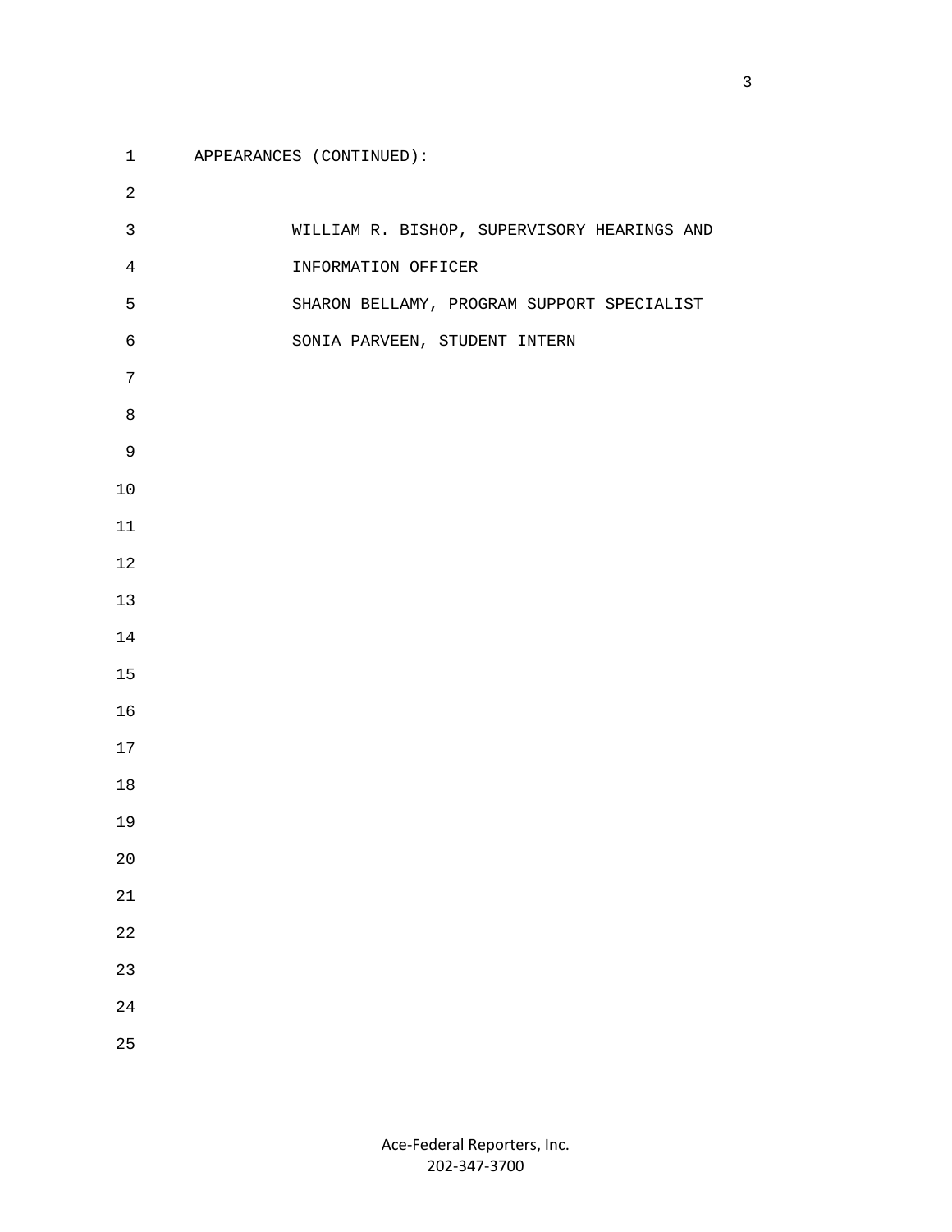APPEARANCES (CONTINUED):

WILLIAM R. BISHOP, SUPERVISORY HEARINGS AND INFORMATION OFFICER

SHARON BELLAMY, PROGRAM SUPPORT SPECIALIST

SONIA PARVEEN, STUDENT INTERN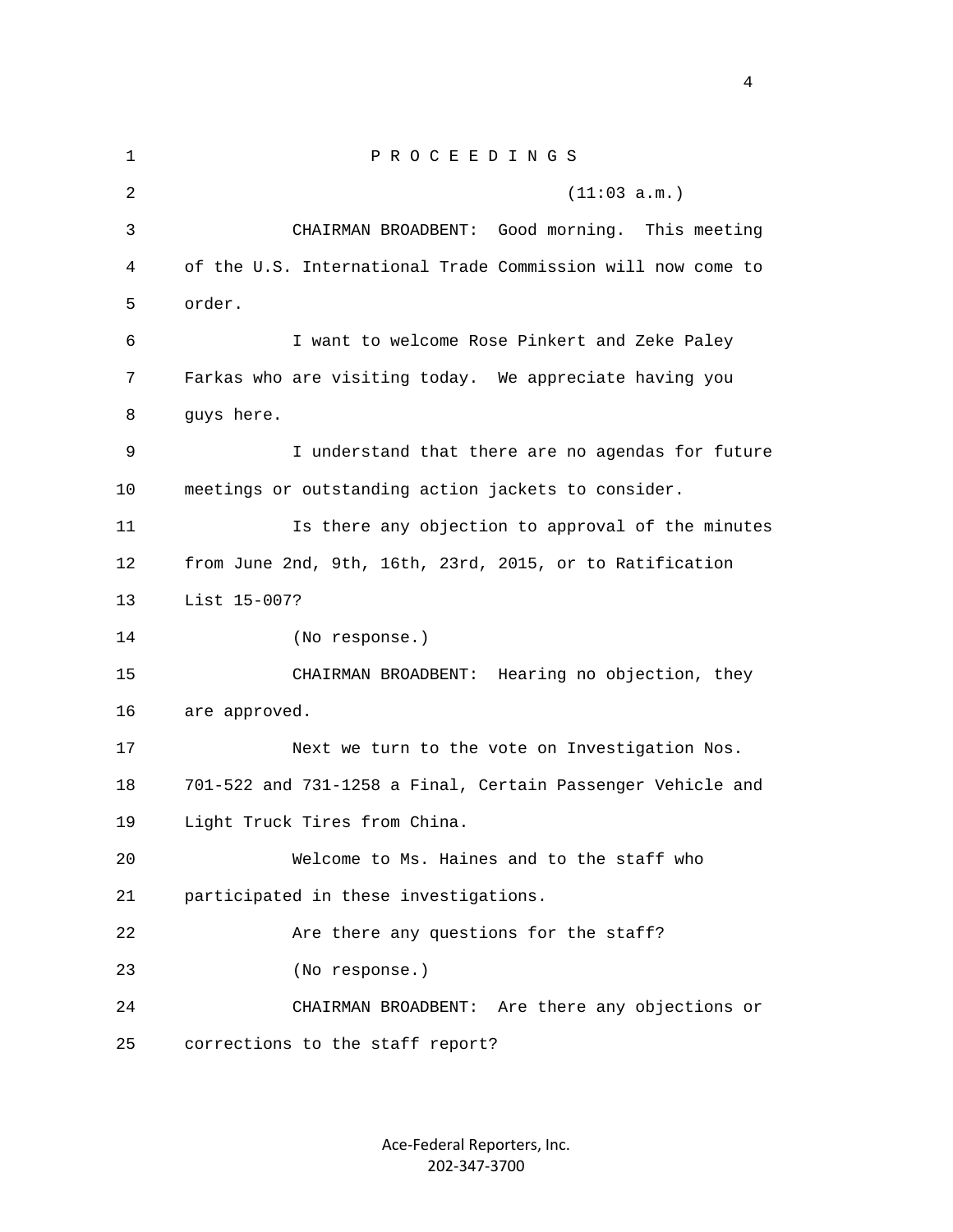P R O C E E D I N G S

(11:03 a.m.)

CHAIRMAN BROADBENT: Good morning. This meeting of the U.S. International Trade Commission will now come to order.

I want to welcome Rose Pinkert and Zeke Paley Farkas who are visiting today. We appreciate having you guys here.

I understand that there are no agendas for future meetings or outstanding action jackets to consider.

Is there any objection to approval of the minutes from June 2nd, 9th, 16th, 23rd, 2015, or to Ratification List 15-007?

(No response.)

CHAIRMAN BROADBENT: Hearing no objection, they are approved.

Next we turn to the vote on Investigation Nos. 701-522 and 731-1258 a Final, Certain Passenger Vehicle and Light Truck Tires from China.

Welcome to Ms. Haines and to the staff who participated in these investigations.

Are there any questions for the staff?

(No response.)

CHAIRMAN BROADBENT: Are there any objections or corrections to the staff report?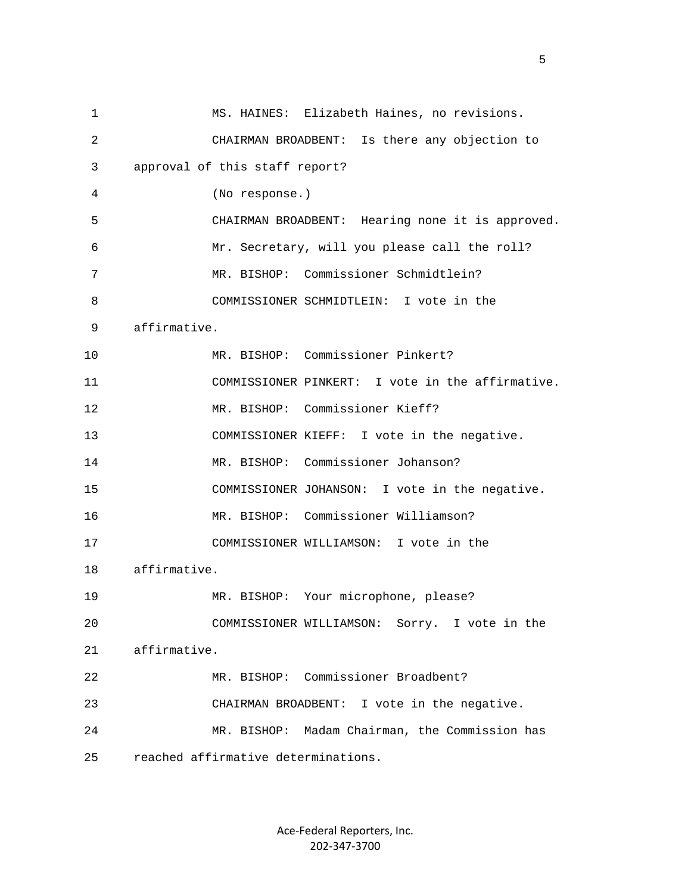MS. HAINES: Elizabeth Haines, no revisions.

CHAIRMAN BROADBENT: Is there any objection to approval of this staff report?

(No response.)

CHAIRMAN BROADBENT: Hearing none it is approved.

Mr. Secretary, will you please call the roll?

MR. BISHOP: Commissioner Schmidtlein?

COMMISSIONER SCHMIDTLEIN: I vote in the affirmative.

MR. BISHOP: Commissioner Pinkert?

COMMISSIONER PINKERT: I vote in the affirmative.

MR. BISHOP: Commissioner Kieff?

COMMISSIONER KIEFF: I vote in the negative.

MR. BISHOP: Commissioner Johanson?

COMMISSIONER JOHANSON: I vote in the negative.

MR. BISHOP: Commissioner Williamson?

COMMISSIONER WILLIAMSON: I vote in the affirmative.

MR. BISHOP: Your microphone, please?

COMMISSIONER WILLIAMSON: Sorry. I vote in the affirmative.

MR. BISHOP: Commissioner Broadbent?

CHAIRMAN BROADBENT: I vote in the negative.

MR. BISHOP: Madam Chairman, the Commission has reached affirmative determinations.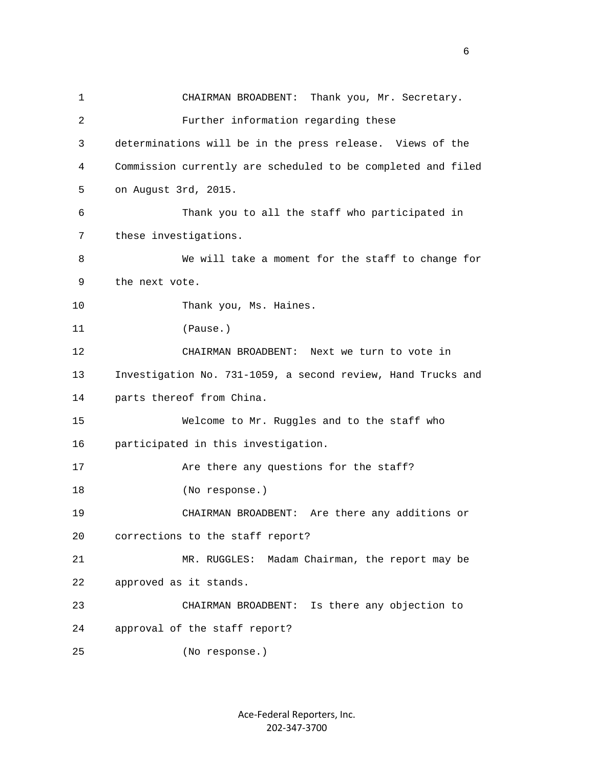1 CHAIRMAN BROADBENT: Thank you, Mr. Secretary.

2 Further information regarding these

3 determinations will be in the press release. Views of the

4 Commission currently are scheduled to be completed and filed

5 on August 3rd, 2015.

6 Thank you to all the staff who participated in

7 these investigations.

8 We will take a moment for the staff to change for

9 the next vote.

10 Thank you, Ms. Haines.

11 (Pause.)

12 CHAIRMAN BROADBENT: Next we turn to vote in

13 Investigation No. 731-1059, a second review, Hand Trucks and

14 parts thereof from China.

15 Welcome to Mr. Ruggles and to the staff who

16 participated in this investigation.

17 Are there any questions for the staff?

18 (No response.)

19 CHAIRMAN BROADBENT: Are there any additions or

20 corrections to the staff report?

21 MR. RUGGLES: Madam Chairman, the report may be

22 approved as it stands.

23 CHAIRMAN BROADBENT: Is there any objection to

24 approval of the staff report?

25 (No response.)

Ace-Federal Reporters, Inc.
202-347-3700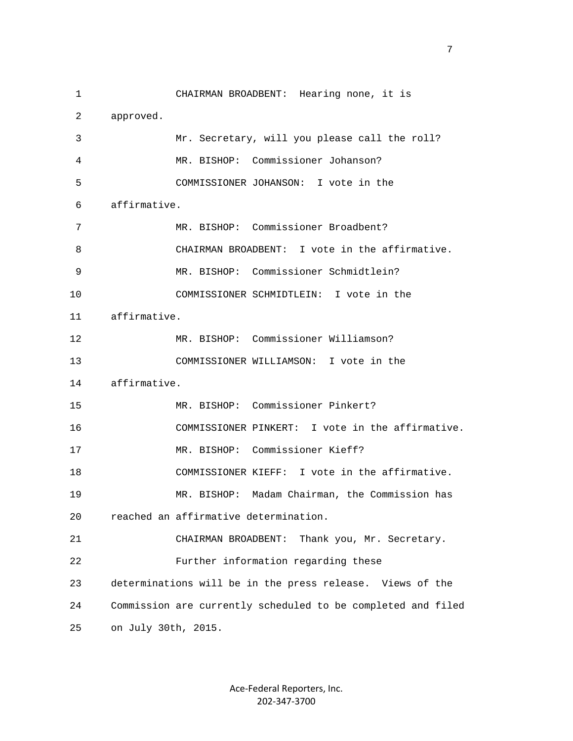CHAIRMAN BROADBENT: Hearing none, it is approved.

Mr. Secretary, will you please call the roll?

MR. BISHOP: Commissioner Johanson?

COMMISSIONER JOHANSON: I vote in the affirmative.

MR. BISHOP: Commissioner Broadbent?

CHAIRMAN BROADBENT: I vote in the affirmative.

MR. BISHOP: Commissioner Schmidtlein?

COMMISSIONER SCHMIDTLEIN: I vote in the affirmative.

MR. BISHOP: Commissioner Williamson?

COMMISSIONER WILLIAMSON: I vote in the affirmative.

MR. BISHOP: Commissioner Pinkert?

COMMISSIONER PINKERT: I vote in the affirmative.

MR. BISHOP: Commissioner Kieff?

COMMISSIONER KIEFF: I vote in the affirmative.

MR. BISHOP: Madam Chairman, the Commission has reached an affirmative determination.

CHAIRMAN BROADBENT: Thank you, Mr. Secretary.

Further information regarding these determinations will be in the press release. Views of the Commission are currently scheduled to be completed and filed on July 30th, 2015.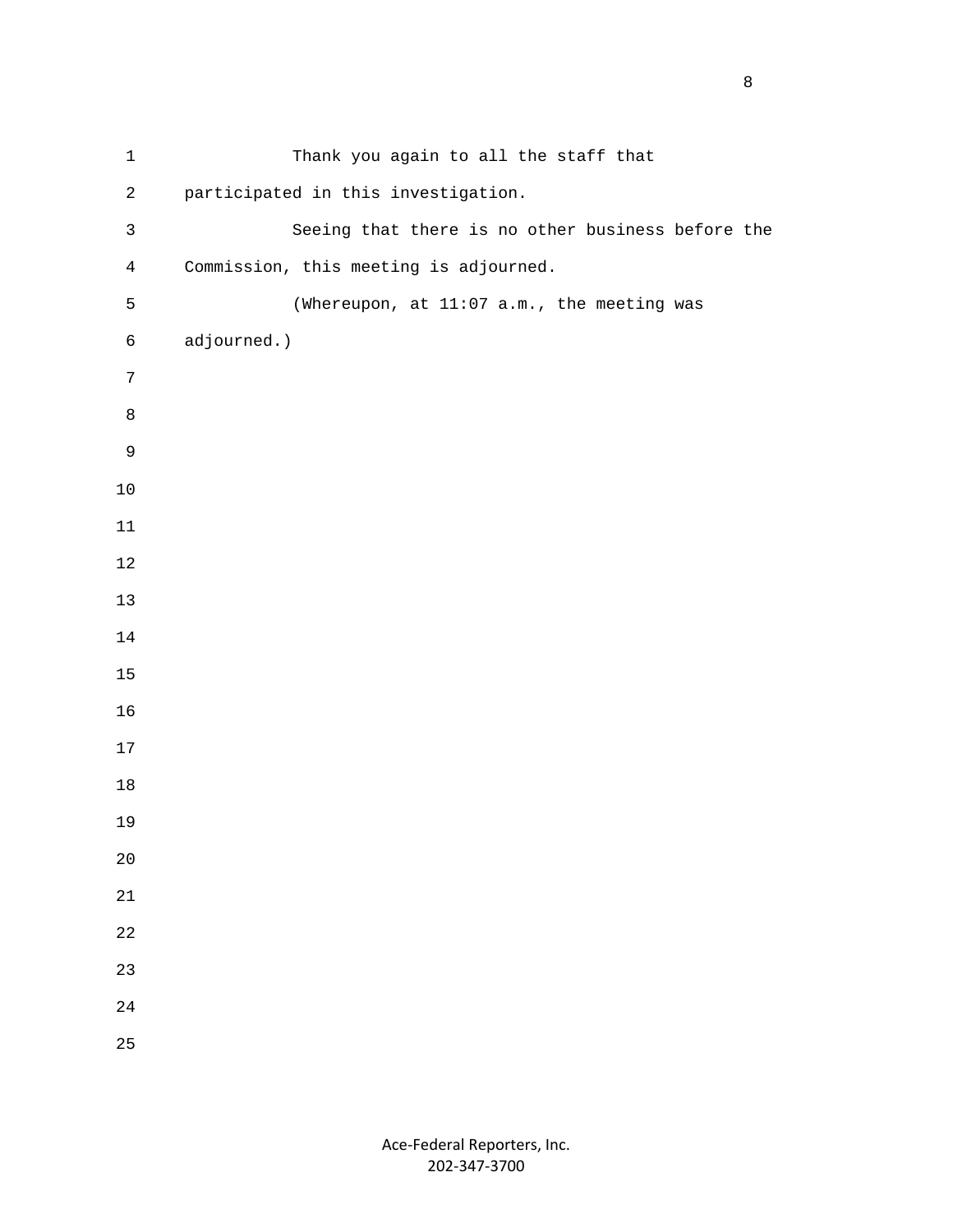Thank you again to all the staff that participated in this investigation.

Seeing that there is no other business before the Commission, this meeting is adjourned.

(Whereupon, at 11:07 a.m., the meeting was adjourned.)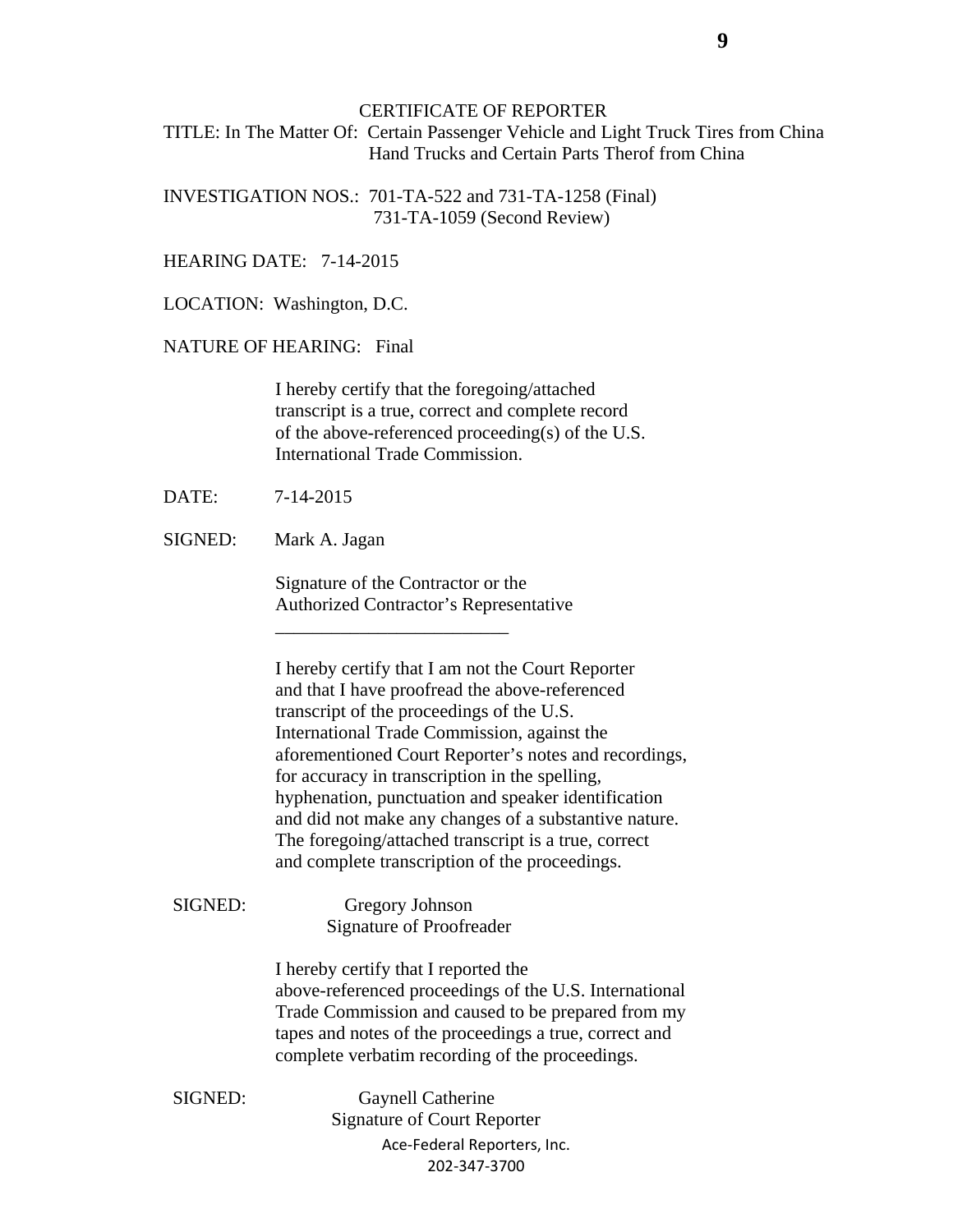# CERTIFICATE OF REPORTER

TITLE: In The Matter Of: Certain Passenger Vehicle and Light Truck Tires from China
Hand Trucks and Certain Parts Therof from China

INVESTIGATION NOS.: 701-TA-522 and 731-TA-1258 (Final)
731-TA-1059 (Second Review)

HEARING DATE: 7-14-2015

LOCATION: Washington, D.C.

NATURE OF HEARING: Final

I hereby certify that the foregoing/attached transcript is a true, correct and complete record of the above-referenced proceeding(s) of the U.S. International Trade Commission.

DATE: 7-14-2015

SIGNED: Mark A. Jagan

Signature of the Contractor or the Authorized Contractor's Representative

\_\_\_\_\_\_\_\_\_\_\_\_\_\_\_\_\_\_\_\_\_\_\_\_\_\_

I hereby certify that I am not the Court Reporter and that I have proofread the above-referenced transcript of the proceedings of the U.S. International Trade Commission, against the aforementioned Court Reporter's notes and recordings, for accuracy in transcription in the spelling, hyphenation, punctuation and speaker identification and did not make any changes of a substantive nature. The foregoing/attached transcript is a true, correct and complete transcription of the proceedings.

SIGNED: Gregory Johnson
Signature of Proofreader

I hereby certify that I reported the above-referenced proceedings of the U.S. International Trade Commission and caused to be prepared from my tapes and notes of the proceedings a true, correct and complete verbatim recording of the proceedings.

SIGNED: Gaynell Catherine
Signature of Court Reporter